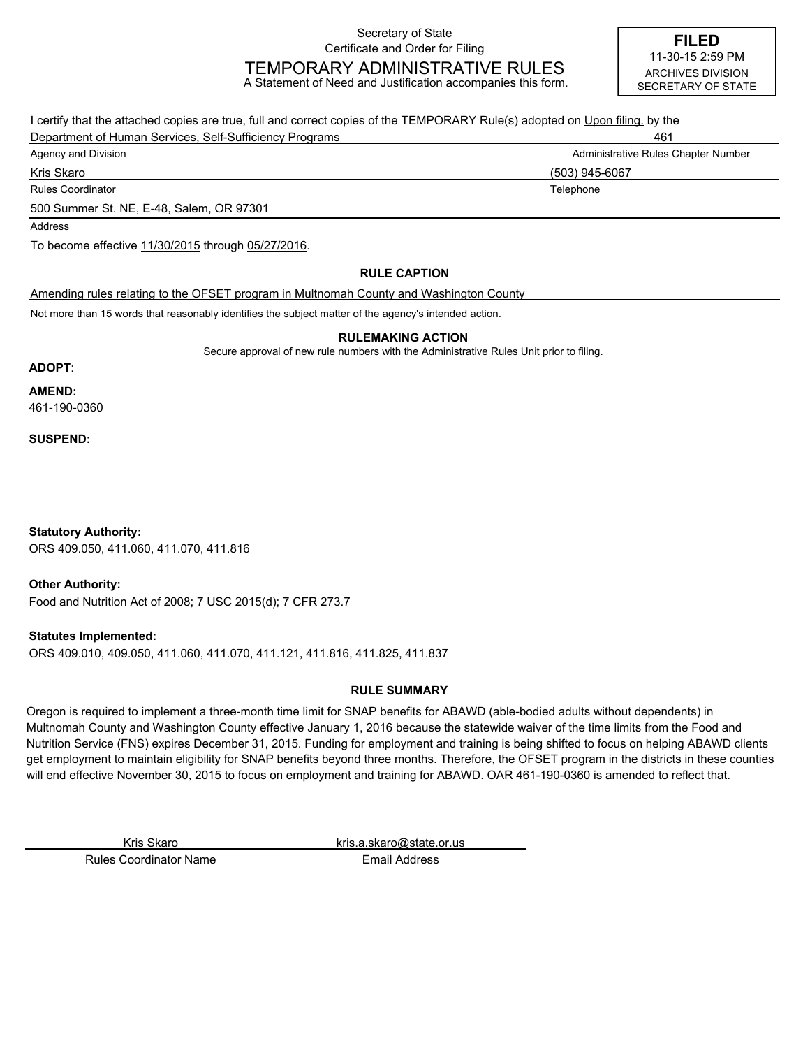Secretary of State
Certificate and Order for Filing

# TEMPORARY ADMINISTRATIVE RULES

A Statement of Need and Justification accompanies this form.

**FILED**
11-30-15 2:59 PM
ARCHIVES DIVISION
SECRETARY OF STATE

I certify that the attached copies are true, full and correct copies of the TEMPORARY Rule(s) adopted on Upon filing. by the

Department of Human Services, Self-Sufficiency Programs — 461

Agency and Division — Administrative Rules Chapter Number

Kris Skaro — (503) 945-6067

Rules Coordinator — Telephone

500 Summer St. NE, E-48, Salem, OR 97301

Address

To become effective 11/30/2015 through 05/27/2016.

### RULE CAPTION

Amending rules relating to the OFSET program in Multnomah County and Washington County

Not more than 15 words that reasonably identifies the subject matter of the agency's intended action.

### RULEMAKING ACTION

Secure approval of new rule numbers with the Administrative Rules Unit prior to filing.

**ADOPT**:

**AMEND:**
461-190-0360

**SUSPEND:**

**Statutory Authority:**
ORS 409.050, 411.060, 411.070, 411.816

**Other Authority:**
Food and Nutrition Act of 2008; 7 USC 2015(d); 7 CFR 273.7

**Statutes Implemented:**
ORS 409.010, 409.050, 411.060, 411.070, 411.121, 411.816, 411.825, 411.837

### RULE SUMMARY

Oregon is required to implement a three-month time limit for SNAP benefits for ABAWD (able-bodied adults without dependents) in Multnomah County and Washington County effective January 1, 2016 because the statewide waiver of the time limits from the Food and Nutrition Service (FNS) expires December 31, 2015. Funding for employment and training is being shifted to focus on helping ABAWD clients get employment to maintain eligibility for SNAP benefits beyond three months. Therefore, the OFSET program in the districts in these counties will end effective November 30, 2015 to focus on employment and training for ABAWD. OAR 461-190-0360 is amended to reflect that.

Kris Skaro — kris.a.skaro@state.or.us

Rules Coordinator Name — Email Address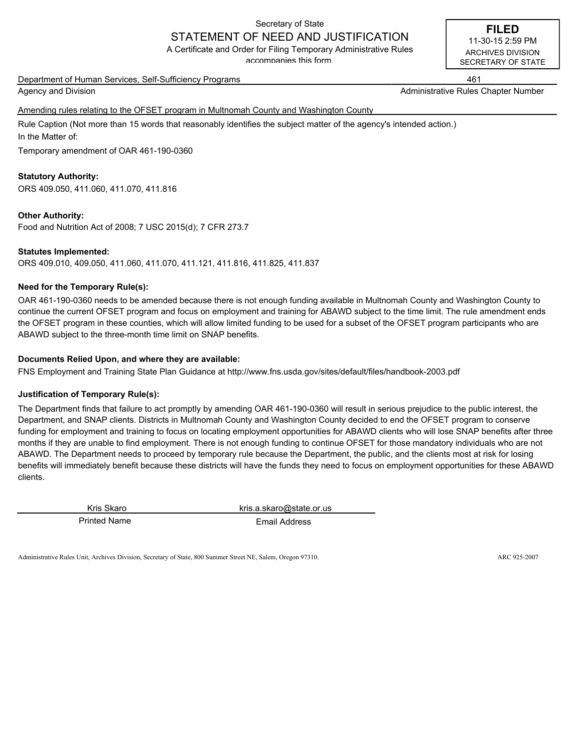Secretary of State

# STATEMENT OF NEED AND JUSTIFICATION

A Certificate and Order for Filing Temporary Administrative Rules accompanies this form.

**FILED**
11-30-15 2:59 PM
ARCHIVES DIVISION
SECRETARY OF STATE

Department of Human Services, Self-Sufficiency Programs — 461

Agency and Division — Administrative Rules Chapter Number

Amending rules relating to the OFSET program in Multnomah County and Washington County

Rule Caption (Not more than 15 words that reasonably identifies the subject matter of the agency's intended action.)

In the Matter of:

Temporary amendment of OAR 461-190-0360

**Statutory Authority:**
ORS 409.050, 411.060, 411.070, 411.816

**Other Authority:**
Food and Nutrition Act of 2008; 7 USC 2015(d); 7 CFR 273.7

**Statutes Implemented:**
ORS 409.010, 409.050, 411.060, 411.070, 411.121, 411.816, 411.825, 411.837

**Need for the Temporary Rule(s):**

OAR 461-190-0360 needs to be amended because there is not enough funding available in Multnomah County and Washington County to continue the current OFSET program and focus on employment and training for ABAWD subject to the time limit. The rule amendment ends the OFSET program in these counties, which will allow limited funding to be used for a subset of the OFSET program participants who are ABAWD subject to the three-month time limit on SNAP benefits.

**Documents Relied Upon, and where they are available:**

FNS Employment and Training State Plan Guidance at http://www.fns.usda.gov/sites/default/files/handbook-2003.pdf

**Justification of Temporary Rule(s):**

The Department finds that failure to act promptly by amending OAR 461-190-0360 will result in serious prejudice to the public interest, the Department, and SNAP clients. Districts in Multnomah County and Washington County decided to end the OFSET program to conserve funding for employment and training to focus on locating employment opportunities for ABAWD clients who will lose SNAP benefits after three months if they are unable to find employment. There is not enough funding to continue OFSET for those mandatory individuals who are not ABAWD. The Department needs to proceed by temporary rule because the Department, the public, and the clients most at risk for losing benefits will immediately benefit because these districts will have the funds they need to focus on employment opportunities for these ABAWD clients.

Kris Skaro — kris.a.skaro@state.or.us

Printed Name — Email Address

Administrative Rules Unit, Archives Division, Secretary of State, 800 Summer Street NE, Salem, Oregon 97310. ARC 925-2007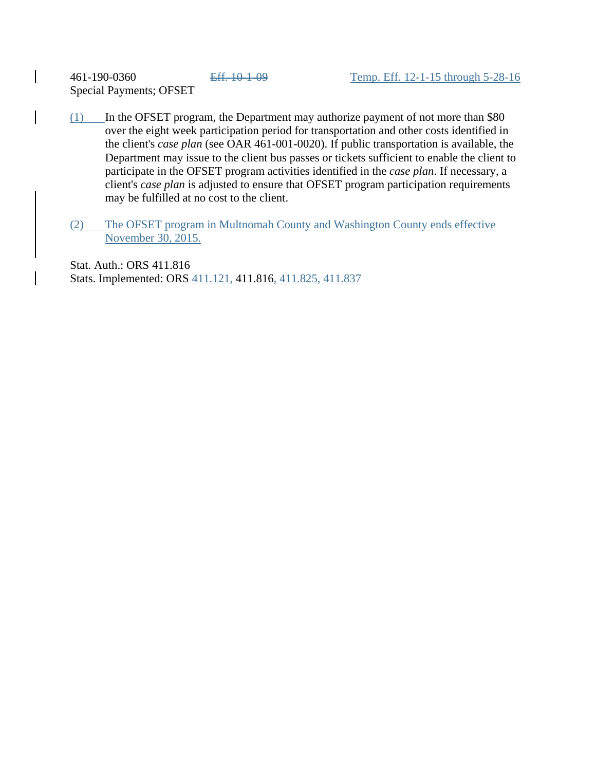461-190-0360 ~~Eff. 10-1-09~~ Temp. Eff. 12-1-15 through 5-28-16
Special Payments; OFSET

(1) In the OFSET program, the Department may authorize payment of not more than $80 over the eight week participation period for transportation and other costs identified in the client's *case plan* (see OAR 461-001-0020). If public transportation is available, the Department may issue to the client bus passes or tickets sufficient to enable the client to participate in the OFSET program activities identified in the *case plan*. If necessary, a client's *case plan* is adjusted to ensure that OFSET program participation requirements may be fulfilled at no cost to the client.

(2) The OFSET program in Multnomah County and Washington County ends effective November 30, 2015.

Stat. Auth.: ORS 411.816
Stats. Implemented: ORS 411.121, 411.816, 411.825, 411.837